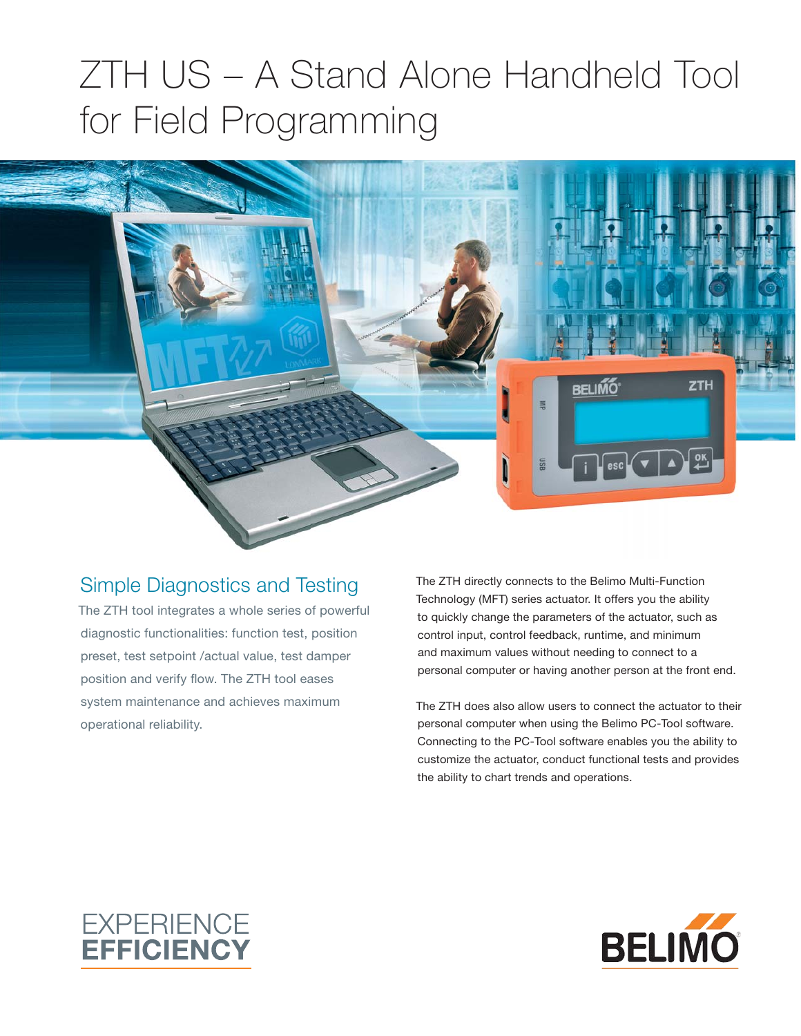# ZTH US – A Stand Alone Handheld Tool for Field Programming

## Simple Diagnostics and Testing

The ZTH tool integrates a whole series of powerful diagnostic functionalities: function test, position preset, test setpoint /actual value, test damper position and verify flow. The ZTH tool eases system maintenance and achieves maximum operational reliability.

The ZTH directly connects to the Belimo Multi-Function Technology (MFT) series actuator. It offers you the ability to quickly change the parameters of the actuator, such as control input, control feedback, runtime, and minimum and maximum values without needing to connect to a personal computer or having another person at the front end.

The ZTH does also allow users to connect the actuator to their personal computer when using the Belimo PC-Tool software. Connecting to the PC-Tool software enables you the ability to customize the actuator, conduct functional tests and provides the ability to chart trends and operations.

EXPERIENCE
**EFFICIENCY**

**BELIMO**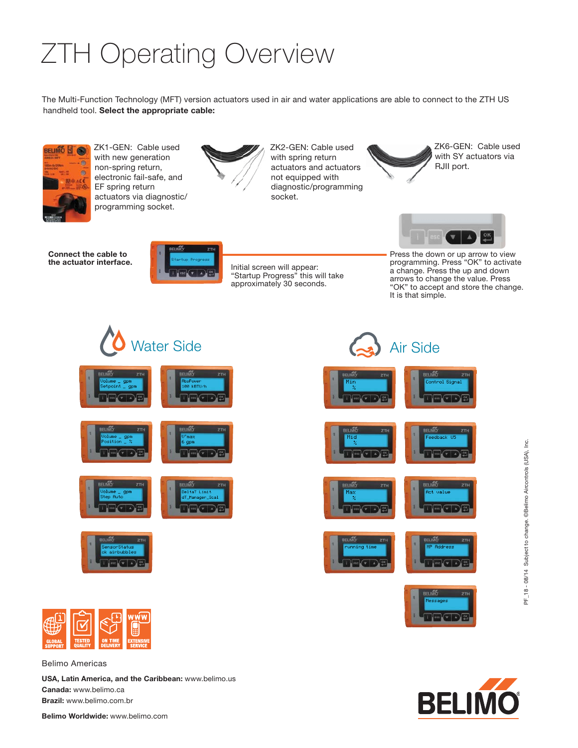# ZTH Operating Overview

The Multi-Function Technology (MFT) version actuators used in air and water applications are able to connect to the ZTH US handheld tool. **Select the appropriate cable:**

ZK1-GEN: Cable used with new generation non-spring return, electronic fail-safe, and EF spring return actuators via diagnostic/ programming socket.

ZK2-GEN: Cable used with spring return actuators and actuators not equipped with diagnostic/programming socket.

ZK6-GEN: Cable used with SY actuators via RJII port.

**Connect the cable to the actuator interface.**

Initial screen will appear: "Startup Progress" this will take approximately 30 seconds.

Press the down or up arrow to view programming. Press "OK" to activate a change. Press the up and down arrows to change the value. Press "OK" to accept and store the change. It is that simple.

## Water Side

- Volume _ gpm / Setpoint _ gpm
- AbsPower / 100 kBTU/h
- Volume _ gpm / Position _ %
- V'max / 6 gpm
- Volume _ gpm / Step Auto
- DeltaT Limit / dT_Manager_Scal
- SensorStatus / ok airbubbles

## Air Side

- Min / %
- Control Signal
- Mid / %
- Feedback US
- Max / %
- Act value
- running time
- MP Address
- Messages

GLOBAL SUPPORT · TESTED QUALITY · ON TIME DELIVERY · EXTENSIVE SERVICE

Belimo Americas

**USA, Latin America, and the Caribbean:** www.belimo.us
**Canada:** www.belimo.ca
**Brazil:** www.belimo.com.br

**Belimo Worldwide:** www.belimo.com

PF_18 - 08/14 Subject to change. ©Belimo Aircontrols (USA), Inc.

BELIMO